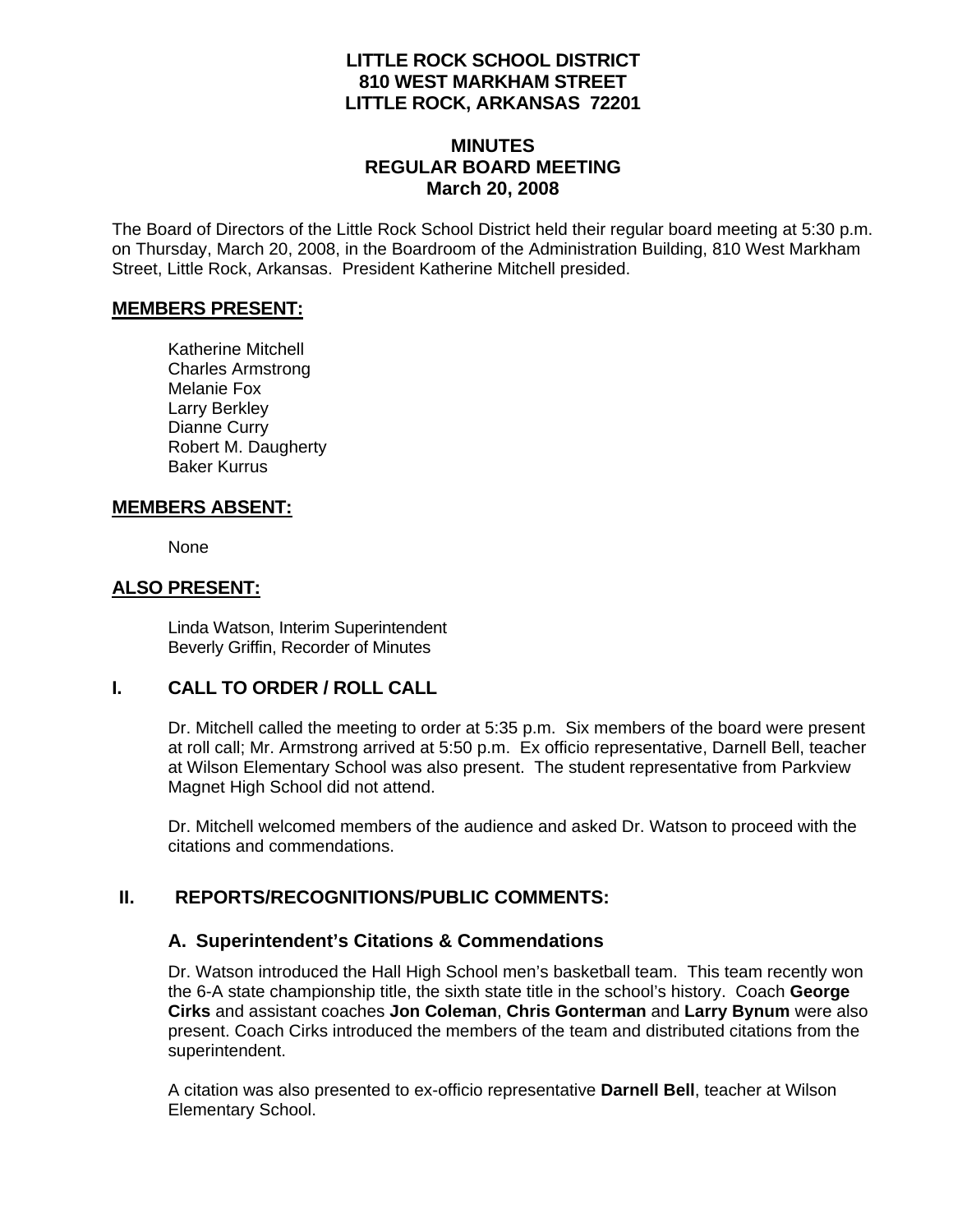# LITTLE ROCK SCHOOL DISTRICT
## 810 WEST MARKHAM STREET
## LITTLE ROCK, ARKANSAS 72201

## MINUTES
## REGULAR BOARD MEETING
## March 20, 2008

The Board of Directors of the Little Rock School District held their regular board meeting at 5:30 p.m. on Thursday, March 20, 2008, in the Boardroom of the Administration Building, 810 West Markham Street, Little Rock, Arkansas. President Katherine Mitchell presided.

### MEMBERS PRESENT:

Katherine Mitchell
Charles Armstrong
Melanie Fox
Larry Berkley
Dianne Curry
Robert M. Daugherty
Baker Kurrus

### MEMBERS ABSENT:

None

### ALSO PRESENT:

Linda Watson, Interim Superintendent
Beverly Griffin, Recorder of Minutes

## I. CALL TO ORDER / ROLL CALL

Dr. Mitchell called the meeting to order at 5:35 p.m. Six members of the board were present at roll call; Mr. Armstrong arrived at 5:50 p.m. Ex officio representative, Darnell Bell, teacher at Wilson Elementary School was also present. The student representative from Parkview Magnet High School did not attend.

Dr. Mitchell welcomed members of the audience and asked Dr. Watson to proceed with the citations and commendations.

## II. REPORTS/RECOGNITIONS/PUBLIC COMMENTS:

### A. Superintendent's Citations & Commendations

Dr. Watson introduced the Hall High School men's basketball team. This team recently won the 6-A state championship title, the sixth state title in the school's history. Coach **George Cirks** and assistant coaches **Jon Coleman**, **Chris Gonterman** and **Larry Bynum** were also present. Coach Cirks introduced the members of the team and distributed citations from the superintendent.

A citation was also presented to ex-officio representative **Darnell Bell**, teacher at Wilson Elementary School.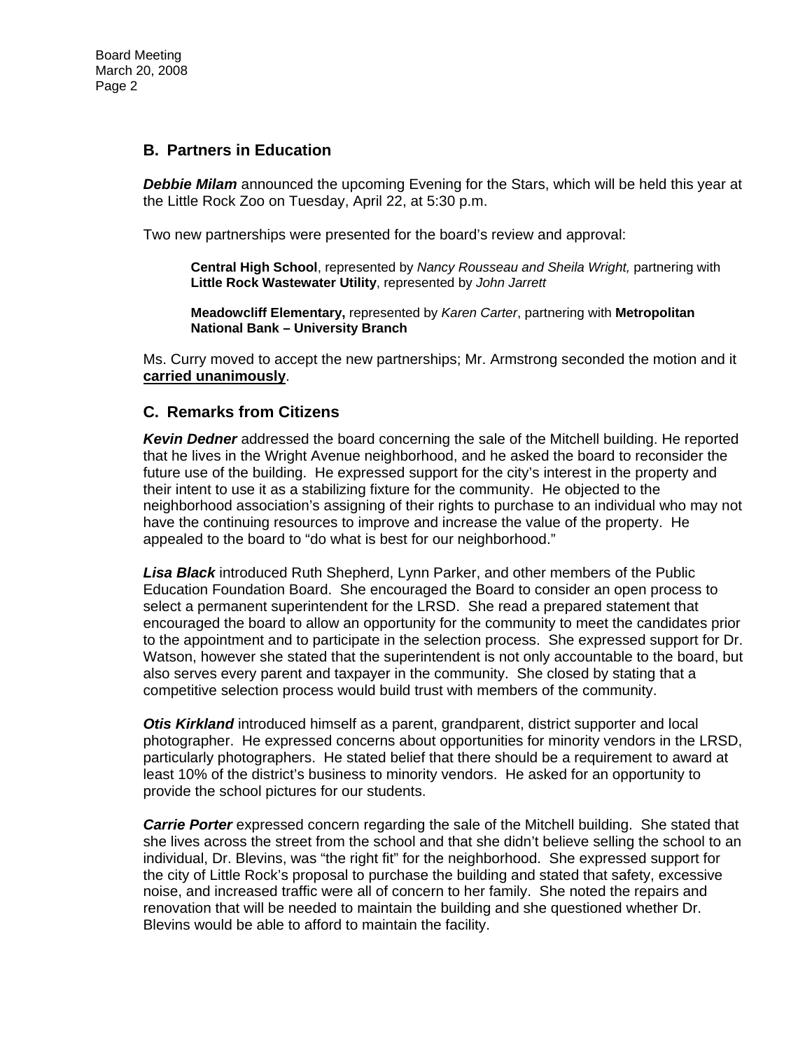## B. Partners in Education

***Debbie Milam*** announced the upcoming Evening for the Stars, which will be held this year at the Little Rock Zoo on Tuesday, April 22, at 5:30 p.m.

Two new partnerships were presented for the board's review and approval:

> **Central High School**, represented by *Nancy Rousseau and Sheila Wright,* partnering with **Little Rock Wastewater Utility**, represented by *John Jarrett*
>
> **Meadowcliff Elementary,** represented by *Karen Carter*, partnering with **Metropolitan National Bank – University Branch**

Ms. Curry moved to accept the new partnerships; Mr. Armstrong seconded the motion and it **carried unanimously**.

## C. Remarks from Citizens

***Kevin Dedner*** addressed the board concerning the sale of the Mitchell building. He reported that he lives in the Wright Avenue neighborhood, and he asked the board to reconsider the future use of the building. He expressed support for the city's interest in the property and their intent to use it as a stabilizing fixture for the community. He objected to the neighborhood association's assigning of their rights to purchase to an individual who may not have the continuing resources to improve and increase the value of the property. He appealed to the board to "do what is best for our neighborhood."

***Lisa Black*** introduced Ruth Shepherd, Lynn Parker, and other members of the Public Education Foundation Board. She encouraged the Board to consider an open process to select a permanent superintendent for the LRSD. She read a prepared statement that encouraged the board to allow an opportunity for the community to meet the candidates prior to the appointment and to participate in the selection process. She expressed support for Dr. Watson, however she stated that the superintendent is not only accountable to the board, but also serves every parent and taxpayer in the community. She closed by stating that a competitive selection process would build trust with members of the community.

***Otis Kirkland*** introduced himself as a parent, grandparent, district supporter and local photographer. He expressed concerns about opportunities for minority vendors in the LRSD, particularly photographers. He stated belief that there should be a requirement to award at least 10% of the district's business to minority vendors. He asked for an opportunity to provide the school pictures for our students.

***Carrie Porter*** expressed concern regarding the sale of the Mitchell building. She stated that she lives across the street from the school and that she didn't believe selling the school to an individual, Dr. Blevins, was "the right fit" for the neighborhood. She expressed support for the city of Little Rock's proposal to purchase the building and stated that safety, excessive noise, and increased traffic were all of concern to her family. She noted the repairs and renovation that will be needed to maintain the building and she questioned whether Dr. Blevins would be able to afford to maintain the facility.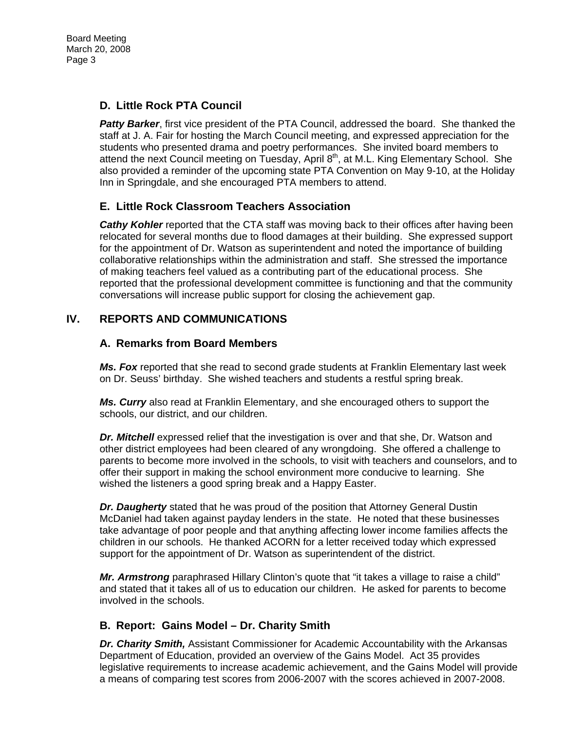### D. Little Rock PTA Council

***Patty Barker***, first vice president of the PTA Council, addressed the board. She thanked the staff at J. A. Fair for hosting the March Council meeting, and expressed appreciation for the students who presented drama and poetry performances. She invited board members to attend the next Council meeting on Tuesday, April 8th, at M.L. King Elementary School. She also provided a reminder of the upcoming state PTA Convention on May 9-10, at the Holiday Inn in Springdale, and she encouraged PTA members to attend.

### E. Little Rock Classroom Teachers Association

***Cathy Kohler*** reported that the CTA staff was moving back to their offices after having been relocated for several months due to flood damages at their building. She expressed support for the appointment of Dr. Watson as superintendent and noted the importance of building collaborative relationships within the administration and staff. She stressed the importance of making teachers feel valued as a contributing part of the educational process. She reported that the professional development committee is functioning and that the community conversations will increase public support for closing the achievement gap.

## IV. REPORTS AND COMMUNICATIONS

### A. Remarks from Board Members

***Ms. Fox*** reported that she read to second grade students at Franklin Elementary last week on Dr. Seuss' birthday. She wished teachers and students a restful spring break.

***Ms. Curry*** also read at Franklin Elementary, and she encouraged others to support the schools, our district, and our children.

***Dr. Mitchell*** expressed relief that the investigation is over and that she, Dr. Watson and other district employees had been cleared of any wrongdoing. She offered a challenge to parents to become more involved in the schools, to visit with teachers and counselors, and to offer their support in making the school environment more conducive to learning. She wished the listeners a good spring break and a Happy Easter.

***Dr. Daugherty*** stated that he was proud of the position that Attorney General Dustin McDaniel had taken against payday lenders in the state. He noted that these businesses take advantage of poor people and that anything affecting lower income families affects the children in our schools. He thanked ACORN for a letter received today which expressed support for the appointment of Dr. Watson as superintendent of the district.

***Mr. Armstrong*** paraphrased Hillary Clinton's quote that "it takes a village to raise a child" and stated that it takes all of us to education our children. He asked for parents to become involved in the schools.

### B. Report: Gains Model – Dr. Charity Smith

***Dr. Charity Smith,*** Assistant Commissioner for Academic Accountability with the Arkansas Department of Education, provided an overview of the Gains Model. Act 35 provides legislative requirements to increase academic achievement, and the Gains Model will provide a means of comparing test scores from 2006-2007 with the scores achieved in 2007-2008.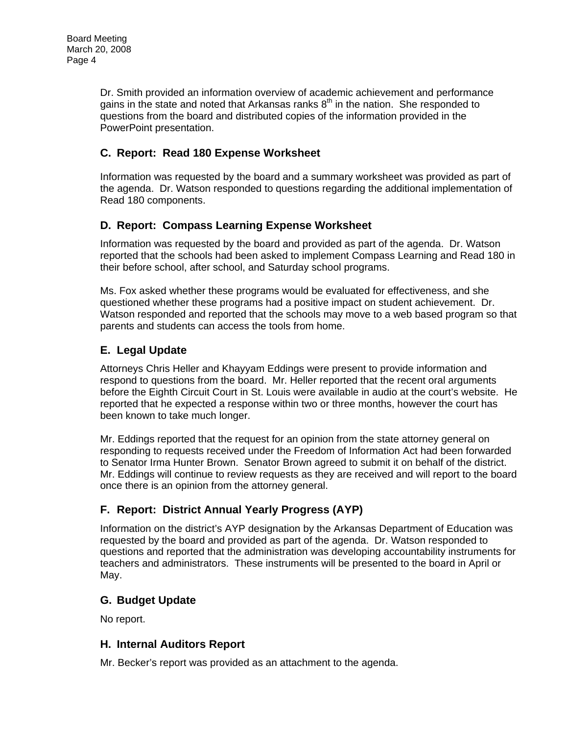Dr. Smith provided an information overview of academic achievement and performance gains in the state and noted that Arkansas ranks 8th in the nation. She responded to questions from the board and distributed copies of the information provided in the PowerPoint presentation.

### C. Report: Read 180 Expense Worksheet

Information was requested by the board and a summary worksheet was provided as part of the agenda. Dr. Watson responded to questions regarding the additional implementation of Read 180 components.

### D. Report: Compass Learning Expense Worksheet

Information was requested by the board and provided as part of the agenda. Dr. Watson reported that the schools had been asked to implement Compass Learning and Read 180 in their before school, after school, and Saturday school programs.

Ms. Fox asked whether these programs would be evaluated for effectiveness, and she questioned whether these programs had a positive impact on student achievement. Dr. Watson responded and reported that the schools may move to a web based program so that parents and students can access the tools from home.

### E. Legal Update

Attorneys Chris Heller and Khayyam Eddings were present to provide information and respond to questions from the board. Mr. Heller reported that the recent oral arguments before the Eighth Circuit Court in St. Louis were available in audio at the court's website. He reported that he expected a response within two or three months, however the court has been known to take much longer.

Mr. Eddings reported that the request for an opinion from the state attorney general on responding to requests received under the Freedom of Information Act had been forwarded to Senator Irma Hunter Brown. Senator Brown agreed to submit it on behalf of the district. Mr. Eddings will continue to review requests as they are received and will report to the board once there is an opinion from the attorney general.

### F. Report: District Annual Yearly Progress (AYP)

Information on the district's AYP designation by the Arkansas Department of Education was requested by the board and provided as part of the agenda. Dr. Watson responded to questions and reported that the administration was developing accountability instruments for teachers and administrators. These instruments will be presented to the board in April or May.

### G. Budget Update

No report.

### H. Internal Auditors Report

Mr. Becker's report was provided as an attachment to the agenda.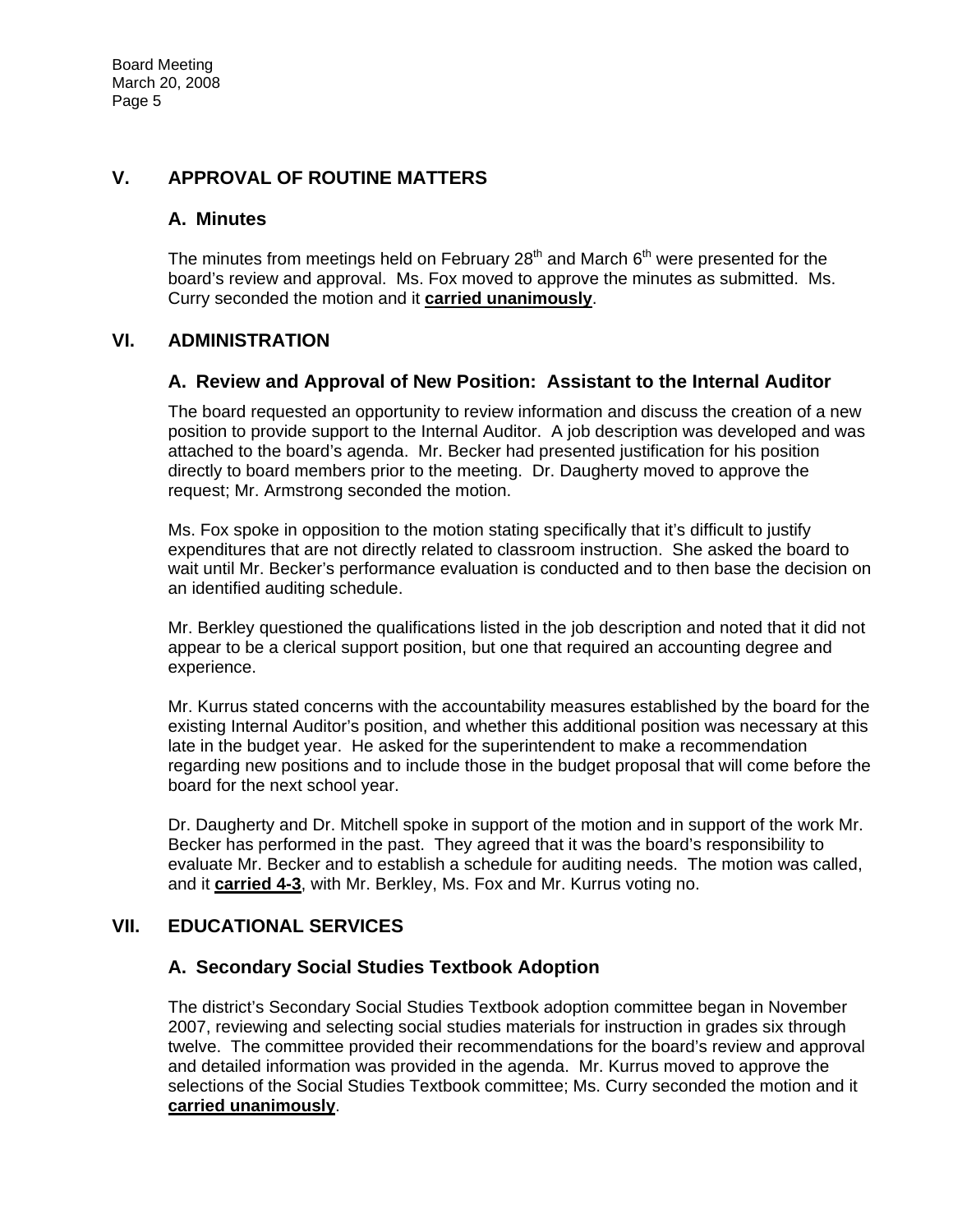## V. APPROVAL OF ROUTINE MATTERS

### A. Minutes

The minutes from meetings held on February 28th and March 6th were presented for the board's review and approval. Ms. Fox moved to approve the minutes as submitted. Ms. Curry seconded the motion and it **carried unanimously**.

## VI. ADMINISTRATION

### A. Review and Approval of New Position: Assistant to the Internal Auditor

The board requested an opportunity to review information and discuss the creation of a new position to provide support to the Internal Auditor. A job description was developed and was attached to the board's agenda. Mr. Becker had presented justification for his position directly to board members prior to the meeting. Dr. Daugherty moved to approve the request; Mr. Armstrong seconded the motion.

Ms. Fox spoke in opposition to the motion stating specifically that it's difficult to justify expenditures that are not directly related to classroom instruction. She asked the board to wait until Mr. Becker's performance evaluation is conducted and to then base the decision on an identified auditing schedule.

Mr. Berkley questioned the qualifications listed in the job description and noted that it did not appear to be a clerical support position, but one that required an accounting degree and experience.

Mr. Kurrus stated concerns with the accountability measures established by the board for the existing Internal Auditor's position, and whether this additional position was necessary at this late in the budget year. He asked for the superintendent to make a recommendation regarding new positions and to include those in the budget proposal that will come before the board for the next school year.

Dr. Daugherty and Dr. Mitchell spoke in support of the motion and in support of the work Mr. Becker has performed in the past. They agreed that it was the board's responsibility to evaluate Mr. Becker and to establish a schedule for auditing needs. The motion was called, and it **carried 4-3**, with Mr. Berkley, Ms. Fox and Mr. Kurrus voting no.

## VII. EDUCATIONAL SERVICES

### A. Secondary Social Studies Textbook Adoption

The district's Secondary Social Studies Textbook adoption committee began in November 2007, reviewing and selecting social studies materials for instruction in grades six through twelve. The committee provided their recommendations for the board's review and approval and detailed information was provided in the agenda. Mr. Kurrus moved to approve the selections of the Social Studies Textbook committee; Ms. Curry seconded the motion and it **carried unanimously**.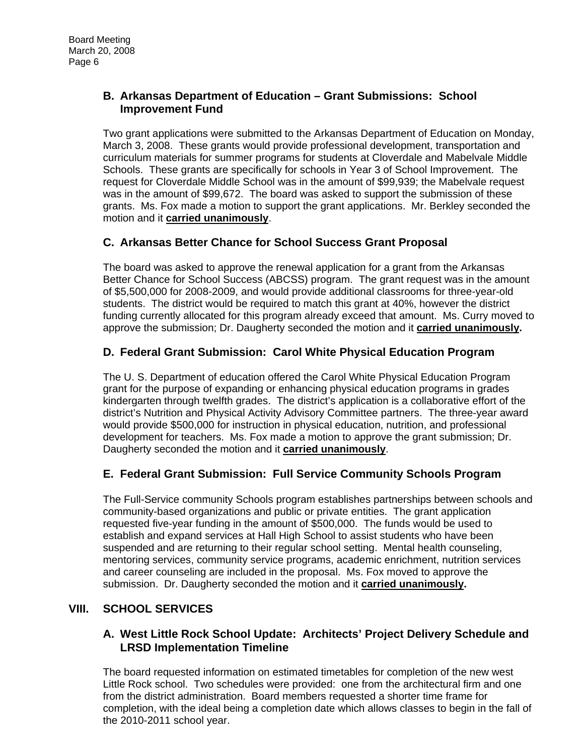### B. Arkansas Department of Education – Grant Submissions: School Improvement Fund

Two grant applications were submitted to the Arkansas Department of Education on Monday, March 3, 2008. These grants would provide professional development, transportation and curriculum materials for summer programs for students at Cloverdale and Mabelvale Middle Schools. These grants are specifically for schools in Year 3 of School Improvement. The request for Cloverdale Middle School was in the amount of $99,939; the Mabelvale request was in the amount of $99,672. The board was asked to support the submission of these grants. Ms. Fox made a motion to support the grant applications. Mr. Berkley seconded the motion and it **carried unanimously**.

### C. Arkansas Better Chance for School Success Grant Proposal

The board was asked to approve the renewal application for a grant from the Arkansas Better Chance for School Success (ABCSS) program. The grant request was in the amount of $5,500,000 for 2008-2009, and would provide additional classrooms for three-year-old students. The district would be required to match this grant at 40%, however the district funding currently allocated for this program already exceed that amount. Ms. Curry moved to approve the submission; Dr. Daugherty seconded the motion and it **carried unanimously.**

### D. Federal Grant Submission: Carol White Physical Education Program

The U. S. Department of education offered the Carol White Physical Education Program grant for the purpose of expanding or enhancing physical education programs in grades kindergarten through twelfth grades. The district's application is a collaborative effort of the district's Nutrition and Physical Activity Advisory Committee partners. The three-year award would provide $500,000 for instruction in physical education, nutrition, and professional development for teachers. Ms. Fox made a motion to approve the grant submission; Dr. Daugherty seconded the motion and it **carried unanimously**.

### E. Federal Grant Submission: Full Service Community Schools Program

The Full-Service community Schools program establishes partnerships between schools and community-based organizations and public or private entities. The grant application requested five-year funding in the amount of $500,000. The funds would be used to establish and expand services at Hall High School to assist students who have been suspended and are returning to their regular school setting. Mental health counseling, mentoring services, community service programs, academic enrichment, nutrition services and career counseling are included in the proposal. Ms. Fox moved to approve the submission. Dr. Daugherty seconded the motion and it **carried unanimously.**

## VIII. SCHOOL SERVICES

### A. West Little Rock School Update: Architects' Project Delivery Schedule and LRSD Implementation Timeline

The board requested information on estimated timetables for completion of the new west Little Rock school. Two schedules were provided: one from the architectural firm and one from the district administration. Board members requested a shorter time frame for completion, with the ideal being a completion date which allows classes to begin in the fall of the 2010-2011 school year.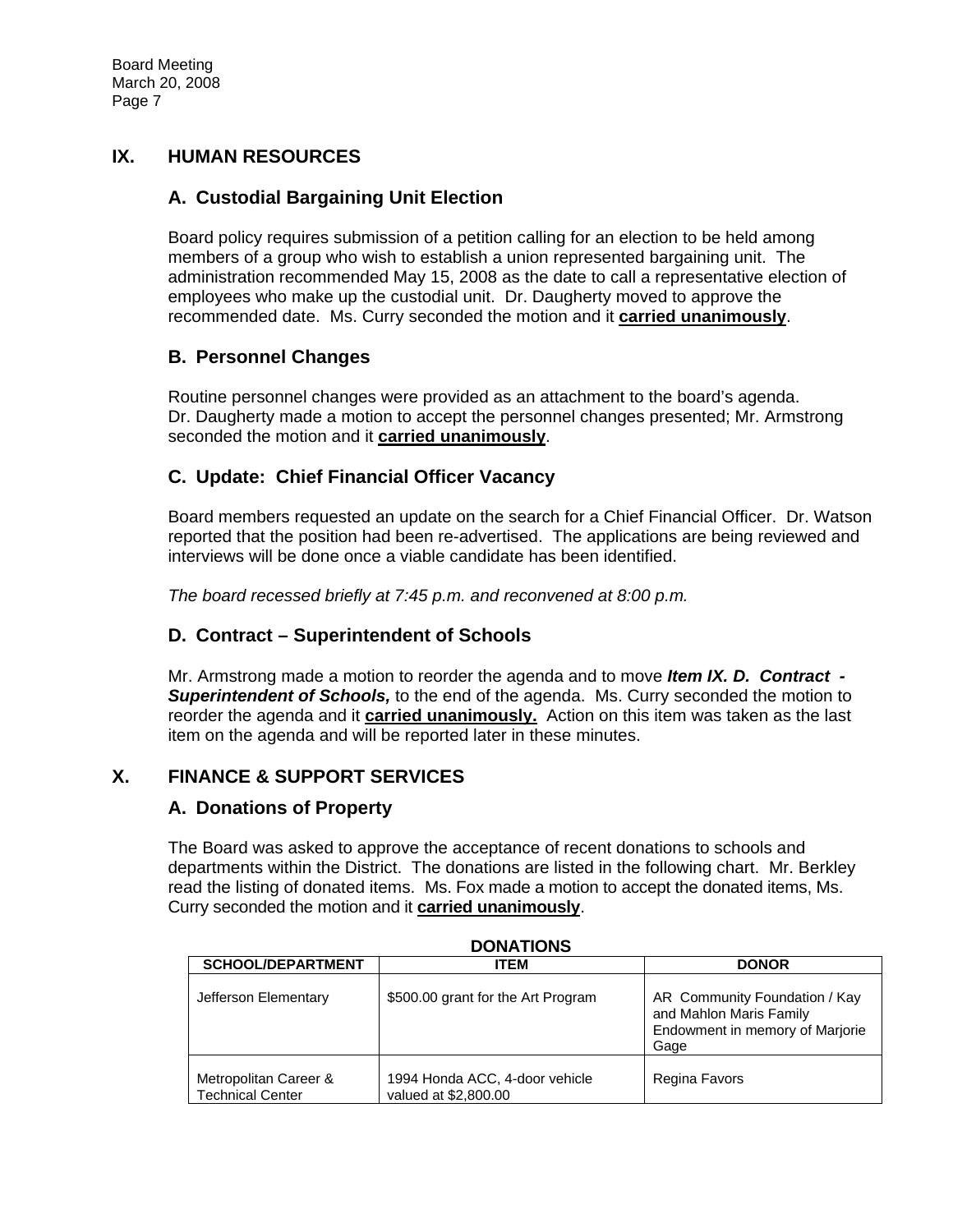## IX. HUMAN RESOURCES

### A. Custodial Bargaining Unit Election

Board policy requires submission of a petition calling for an election to be held among members of a group who wish to establish a union represented bargaining unit. The administration recommended May 15, 2008 as the date to call a representative election of employees who make up the custodial unit. Dr. Daugherty moved to approve the recommended date. Ms. Curry seconded the motion and it **carried unanimously**.

### B. Personnel Changes

Routine personnel changes were provided as an attachment to the board's agenda. Dr. Daugherty made a motion to accept the personnel changes presented; Mr. Armstrong seconded the motion and it **carried unanimously**.

### C. Update: Chief Financial Officer Vacancy

Board members requested an update on the search for a Chief Financial Officer. Dr. Watson reported that the position had been re-advertised. The applications are being reviewed and interviews will be done once a viable candidate has been identified.

*The board recessed briefly at 7:45 p.m. and reconvened at 8:00 p.m.*

### D. Contract – Superintendent of Schools

Mr. Armstrong made a motion to reorder the agenda and to move ***Item IX. D. Contract - Superintendent of Schools,*** to the end of the agenda. Ms. Curry seconded the motion to reorder the agenda and it **carried unanimously.** Action on this item was taken as the last item on the agenda and will be reported later in these minutes.

## X. FINANCE & SUPPORT SERVICES

### A. Donations of Property

The Board was asked to approve the acceptance of recent donations to schools and departments within the District. The donations are listed in the following chart. Mr. Berkley read the listing of donated items. Ms. Fox made a motion to accept the donated items, Ms. Curry seconded the motion and it **carried unanimously**.

**DONATIONS**

| SCHOOL/DEPARTMENT | ITEM | DONOR |
|---|---|---|
| Jefferson Elementary | $500.00 grant for the Art Program | AR Community Foundation / Kay and Mahlon Maris Family Endowment in memory of Marjorie Gage |
| Metropolitan Career & Technical Center | 1994 Honda ACC, 4-door vehicle valued at $2,800.00 | Regina Favors |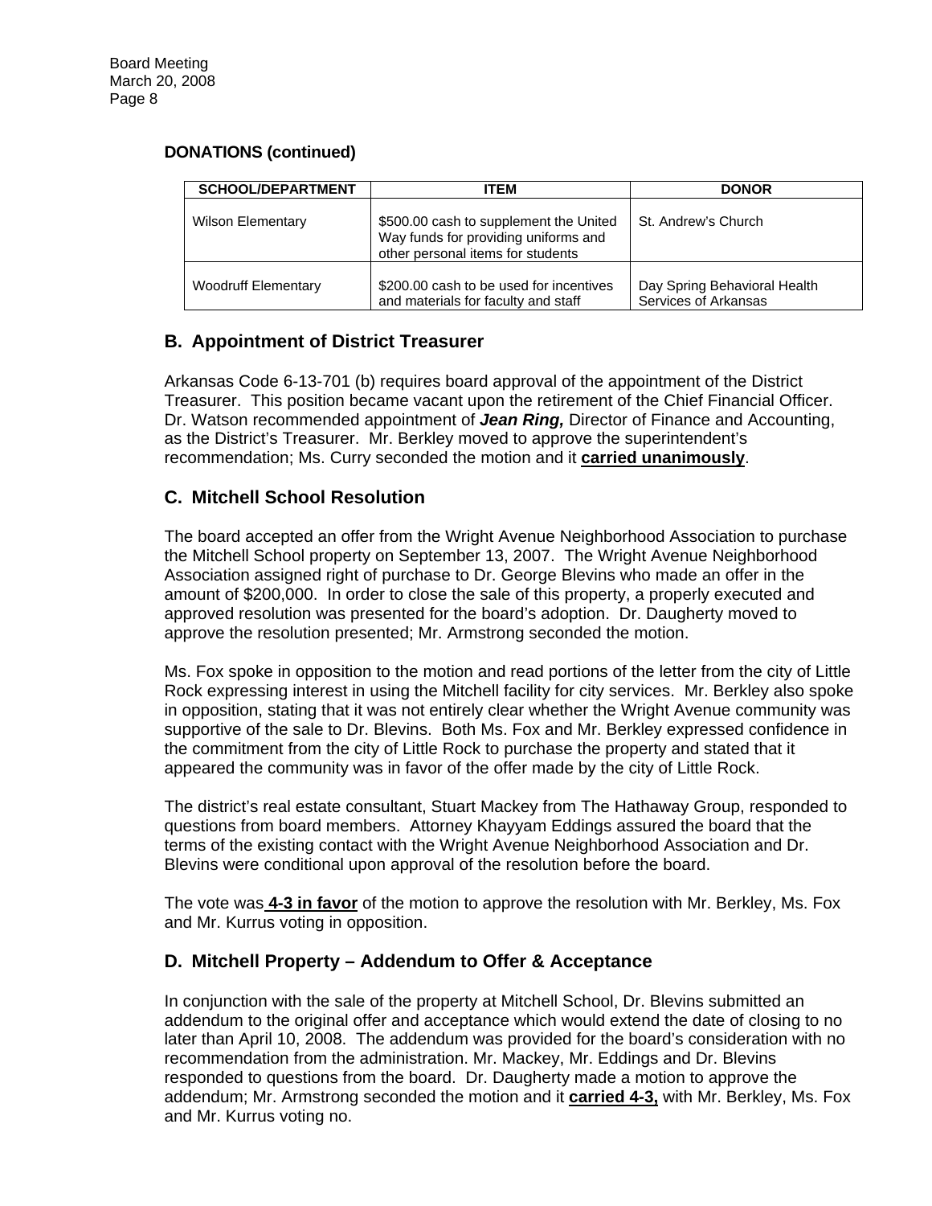**DONATIONS (continued)**

| SCHOOL/DEPARTMENT | ITEM | DONOR |
|---|---|---|
| Wilson Elementary | $500.00 cash to supplement the United Way funds for providing uniforms and other personal items for students | St. Andrew's Church |
| Woodruff Elementary | $200.00 cash to be used for incentives and materials for faculty and staff | Day Spring Behavioral Health Services of Arkansas |

## B. Appointment of District Treasurer

Arkansas Code 6-13-701 (b) requires board approval of the appointment of the District Treasurer. This position became vacant upon the retirement of the Chief Financial Officer. Dr. Watson recommended appointment of ***Jean Ring,*** Director of Finance and Accounting, as the District's Treasurer. Mr. Berkley moved to approve the superintendent's recommendation; Ms. Curry seconded the motion and it **carried unanimously**.

## C. Mitchell School Resolution

The board accepted an offer from the Wright Avenue Neighborhood Association to purchase the Mitchell School property on September 13, 2007. The Wright Avenue Neighborhood Association assigned right of purchase to Dr. George Blevins who made an offer in the amount of $200,000. In order to close the sale of this property, a properly executed and approved resolution was presented for the board's adoption. Dr. Daugherty moved to approve the resolution presented; Mr. Armstrong seconded the motion.

Ms. Fox spoke in opposition to the motion and read portions of the letter from the city of Little Rock expressing interest in using the Mitchell facility for city services. Mr. Berkley also spoke in opposition, stating that it was not entirely clear whether the Wright Avenue community was supportive of the sale to Dr. Blevins. Both Ms. Fox and Mr. Berkley expressed confidence in the commitment from the city of Little Rock to purchase the property and stated that it appeared the community was in favor of the offer made by the city of Little Rock.

The district's real estate consultant, Stuart Mackey from The Hathaway Group, responded to questions from board members. Attorney Khayyam Eddings assured the board that the terms of the existing contact with the Wright Avenue Neighborhood Association and Dr. Blevins were conditional upon approval of the resolution before the board.

The vote was **4-3 in favor** of the motion to approve the resolution with Mr. Berkley, Ms. Fox and Mr. Kurrus voting in opposition.

## D. Mitchell Property – Addendum to Offer & Acceptance

In conjunction with the sale of the property at Mitchell School, Dr. Blevins submitted an addendum to the original offer and acceptance which would extend the date of closing to no later than April 10, 2008. The addendum was provided for the board's consideration with no recommendation from the administration. Mr. Mackey, Mr. Eddings and Dr. Blevins responded to questions from the board. Dr. Daugherty made a motion to approve the addendum; Mr. Armstrong seconded the motion and it **carried 4-3,** with Mr. Berkley, Ms. Fox and Mr. Kurrus voting no.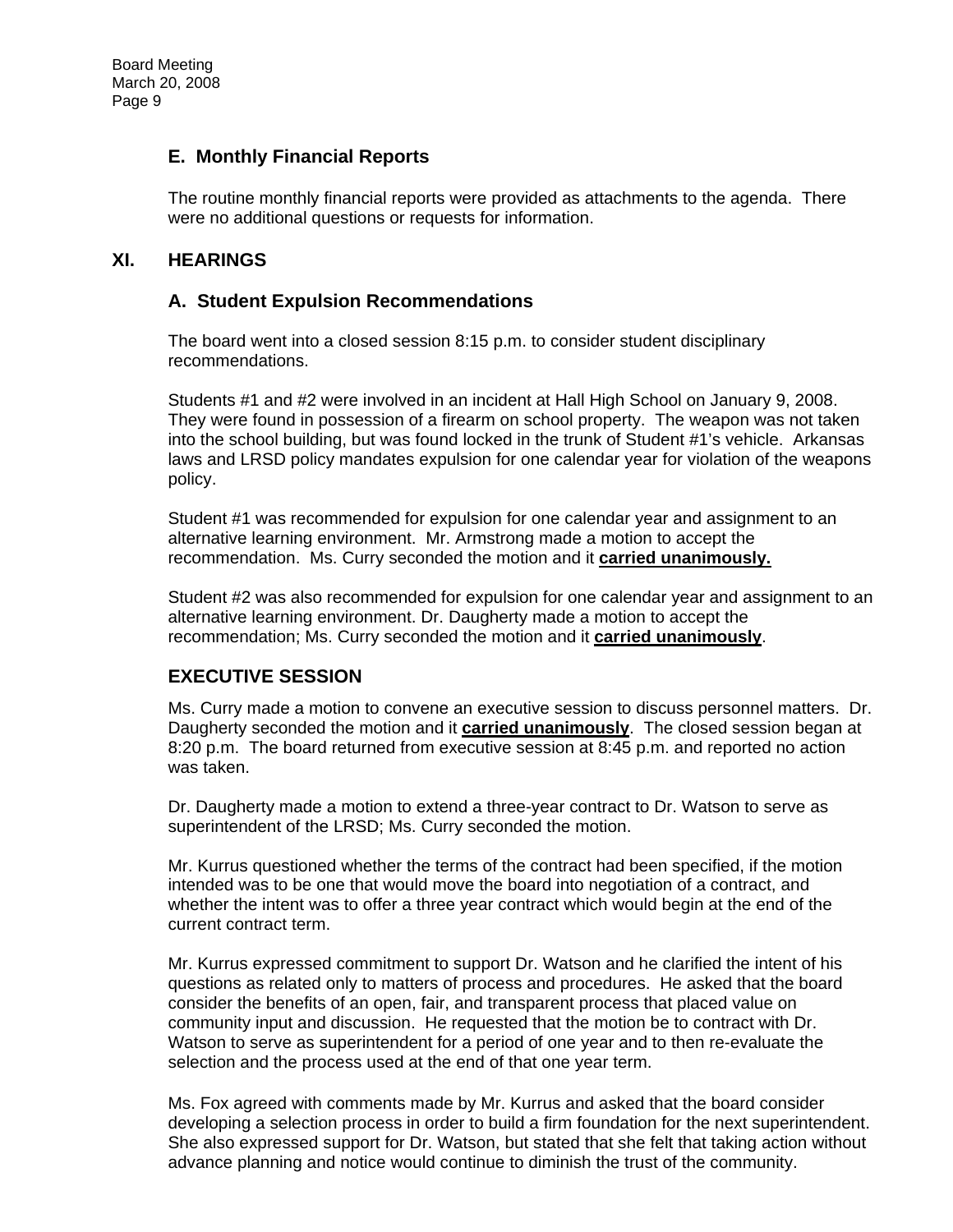### E. Monthly Financial Reports

The routine monthly financial reports were provided as attachments to the agenda. There were no additional questions or requests for information.

## XI. HEARINGS

### A. Student Expulsion Recommendations

The board went into a closed session 8:15 p.m. to consider student disciplinary recommendations.

Students #1 and #2 were involved in an incident at Hall High School on January 9, 2008. They were found in possession of a firearm on school property. The weapon was not taken into the school building, but was found locked in the trunk of Student #1's vehicle. Arkansas laws and LRSD policy mandates expulsion for one calendar year for violation of the weapons policy.

Student #1 was recommended for expulsion for one calendar year and assignment to an alternative learning environment. Mr. Armstrong made a motion to accept the recommendation. Ms. Curry seconded the motion and it **carried unanimously.**

Student #2 was also recommended for expulsion for one calendar year and assignment to an alternative learning environment. Dr. Daugherty made a motion to accept the recommendation; Ms. Curry seconded the motion and it **carried unanimously**.

### EXECUTIVE SESSION

Ms. Curry made a motion to convene an executive session to discuss personnel matters. Dr. Daugherty seconded the motion and it **carried unanimously**. The closed session began at 8:20 p.m. The board returned from executive session at 8:45 p.m. and reported no action was taken.

Dr. Daugherty made a motion to extend a three-year contract to Dr. Watson to serve as superintendent of the LRSD; Ms. Curry seconded the motion.

Mr. Kurrus questioned whether the terms of the contract had been specified, if the motion intended was to be one that would move the board into negotiation of a contract, and whether the intent was to offer a three year contract which would begin at the end of the current contract term.

Mr. Kurrus expressed commitment to support Dr. Watson and he clarified the intent of his questions as related only to matters of process and procedures. He asked that the board consider the benefits of an open, fair, and transparent process that placed value on community input and discussion. He requested that the motion be to contract with Dr. Watson to serve as superintendent for a period of one year and to then re-evaluate the selection and the process used at the end of that one year term.

Ms. Fox agreed with comments made by Mr. Kurrus and asked that the board consider developing a selection process in order to build a firm foundation for the next superintendent. She also expressed support for Dr. Watson, but stated that she felt that taking action without advance planning and notice would continue to diminish the trust of the community.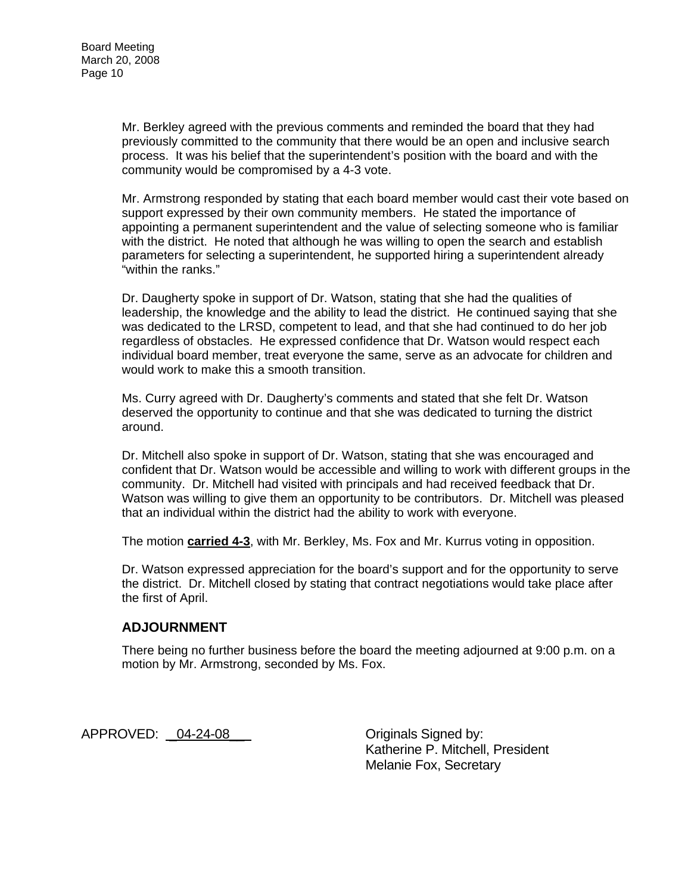Mr. Berkley agreed with the previous comments and reminded the board that they had previously committed to the community that there would be an open and inclusive search process. It was his belief that the superintendent's position with the board and with the community would be compromised by a 4-3 vote.

Mr. Armstrong responded by stating that each board member would cast their vote based on support expressed by their own community members. He stated the importance of appointing a permanent superintendent and the value of selecting someone who is familiar with the district. He noted that although he was willing to open the search and establish parameters for selecting a superintendent, he supported hiring a superintendent already "within the ranks."

Dr. Daugherty spoke in support of Dr. Watson, stating that she had the qualities of leadership, the knowledge and the ability to lead the district. He continued saying that she was dedicated to the LRSD, competent to lead, and that she had continued to do her job regardless of obstacles. He expressed confidence that Dr. Watson would respect each individual board member, treat everyone the same, serve as an advocate for children and would work to make this a smooth transition.

Ms. Curry agreed with Dr. Daugherty's comments and stated that she felt Dr. Watson deserved the opportunity to continue and that she was dedicated to turning the district around.

Dr. Mitchell also spoke in support of Dr. Watson, stating that she was encouraged and confident that Dr. Watson would be accessible and willing to work with different groups in the community. Dr. Mitchell had visited with principals and had received feedback that Dr. Watson was willing to give them an opportunity to be contributors. Dr. Mitchell was pleased that an individual within the district had the ability to work with everyone.

The motion **carried 4-3**, with Mr. Berkley, Ms. Fox and Mr. Kurrus voting in opposition.

Dr. Watson expressed appreciation for the board's support and for the opportunity to serve the district. Dr. Mitchell closed by stating that contract negotiations would take place after the first of April.

## ADJOURNMENT

There being no further business before the board the meeting adjourned at 9:00 p.m. on a motion by Mr. Armstrong, seconded by Ms. Fox.

APPROVED: _04-24-08__

Originals Signed by:
Katherine P. Mitchell, President
Melanie Fox, Secretary